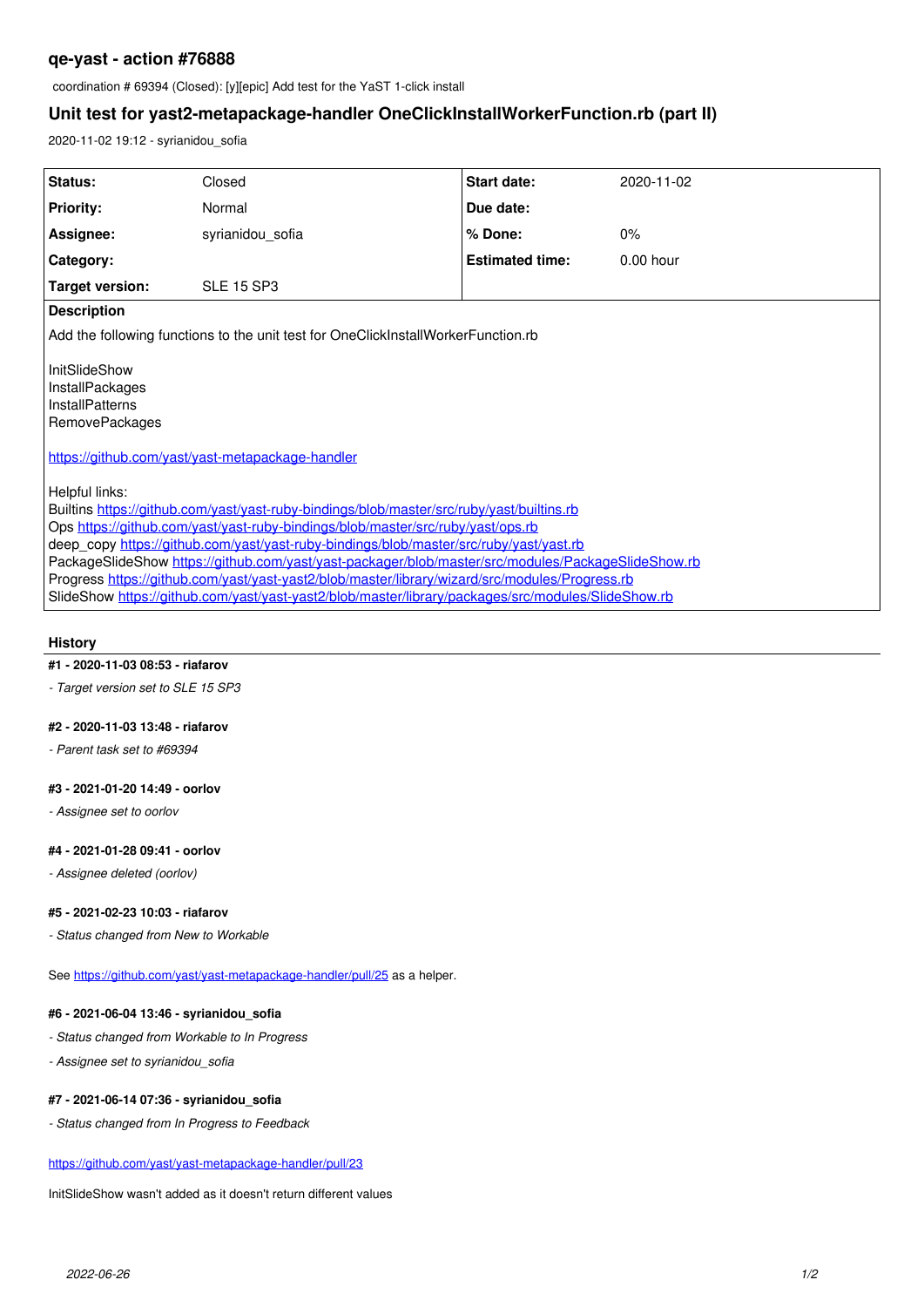## qe-yast - action #76888

coordination # 69394 (Closed): [y][epic] Add test for the YaST 1-click install

## Unit test for yast2-metapackage-handler OneClickInstallWorkerFunction.rb (part II)

2020-11-02 19:12 - syrianidou_sofia

| | | | |
|---|---|---|---|
| **Status:** | Closed | **Start date:** | 2020-11-02 |
| **Priority:** | Normal | **Due date:** | |
| **Assignee:** | syrianidou_sofia | **% Done:** | 0% |
| **Category:** | | **Estimated time:** | 0.00 hour |
| **Target version:** | SLE 15 SP3 | | |

**Description**

Add the following functions to the unit test for OneClickInstallWorkerFunction.rb

InitSlideShow
InstallPackages
InstallPatterns
RemovePackages

https://github.com/yast/yast-metapackage-handler

Helpful links:
Builtins https://github.com/yast/yast-ruby-bindings/blob/master/src/ruby/yast/builtins.rb
Ops https://github.com/yast/yast-ruby-bindings/blob/master/src/ruby/yast/ops.rb
deep_copy https://github.com/yast/yast-ruby-bindings/blob/master/src/ruby/yast/yast.rb
PackageSlideShow https://github.com/yast/yast-packager/blob/master/src/modules/PackageSlideShow.rb
Progress https://github.com/yast/yast-yast2/blob/master/library/wizard/src/modules/Progress.rb
SlideShow https://github.com/yast/yast-yast2/blob/master/library/packages/src/modules/SlideShow.rb

### History

#### #1 - 2020-11-03 08:53 - riafarov

*- Target version set to SLE 15 SP3*

#### #2 - 2020-11-03 13:48 - riafarov

*- Parent task set to #69394*

#### #3 - 2021-01-20 14:49 - oorlov

*- Assignee set to oorlov*

#### #4 - 2021-01-28 09:41 - oorlov

*- Assignee deleted (oorlov)*

#### #5 - 2021-02-23 10:03 - riafarov

*- Status changed from New to Workable*

See https://github.com/yast/yast-metapackage-handler/pull/25 as a helper.

#### #6 - 2021-06-04 13:46 - syrianidou_sofia

*- Status changed from Workable to In Progress*

*- Assignee set to syrianidou_sofia*

#### #7 - 2021-06-14 07:36 - syrianidou_sofia

*- Status changed from In Progress to Feedback*

https://github.com/yast/yast-metapackage-handler/pull/23

InitSlideShow wasn't added as it doesn't return different values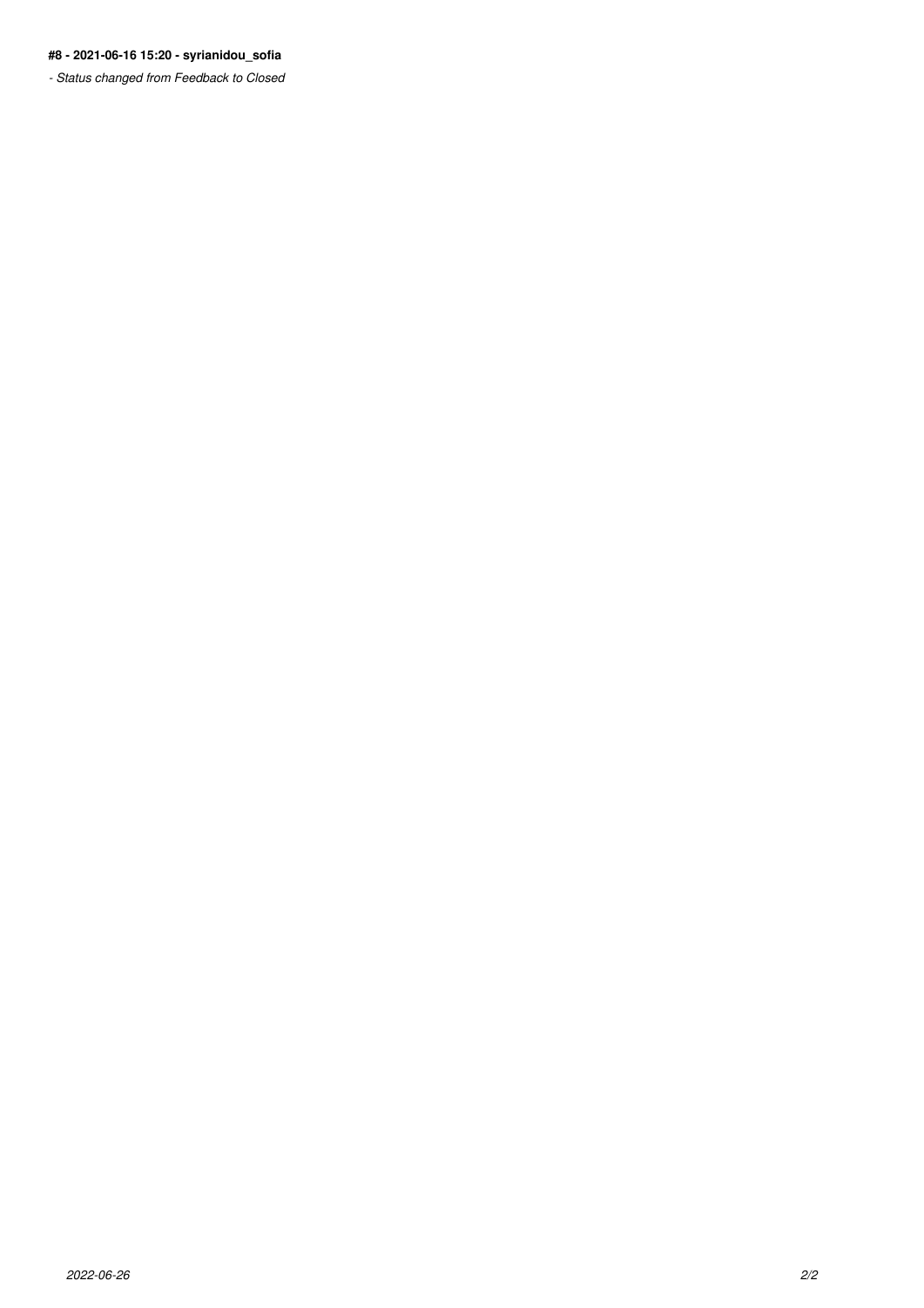**#8 - 2021-06-16 15:20 - syrianidou_sofia**

*- Status changed from Feedback to Closed*